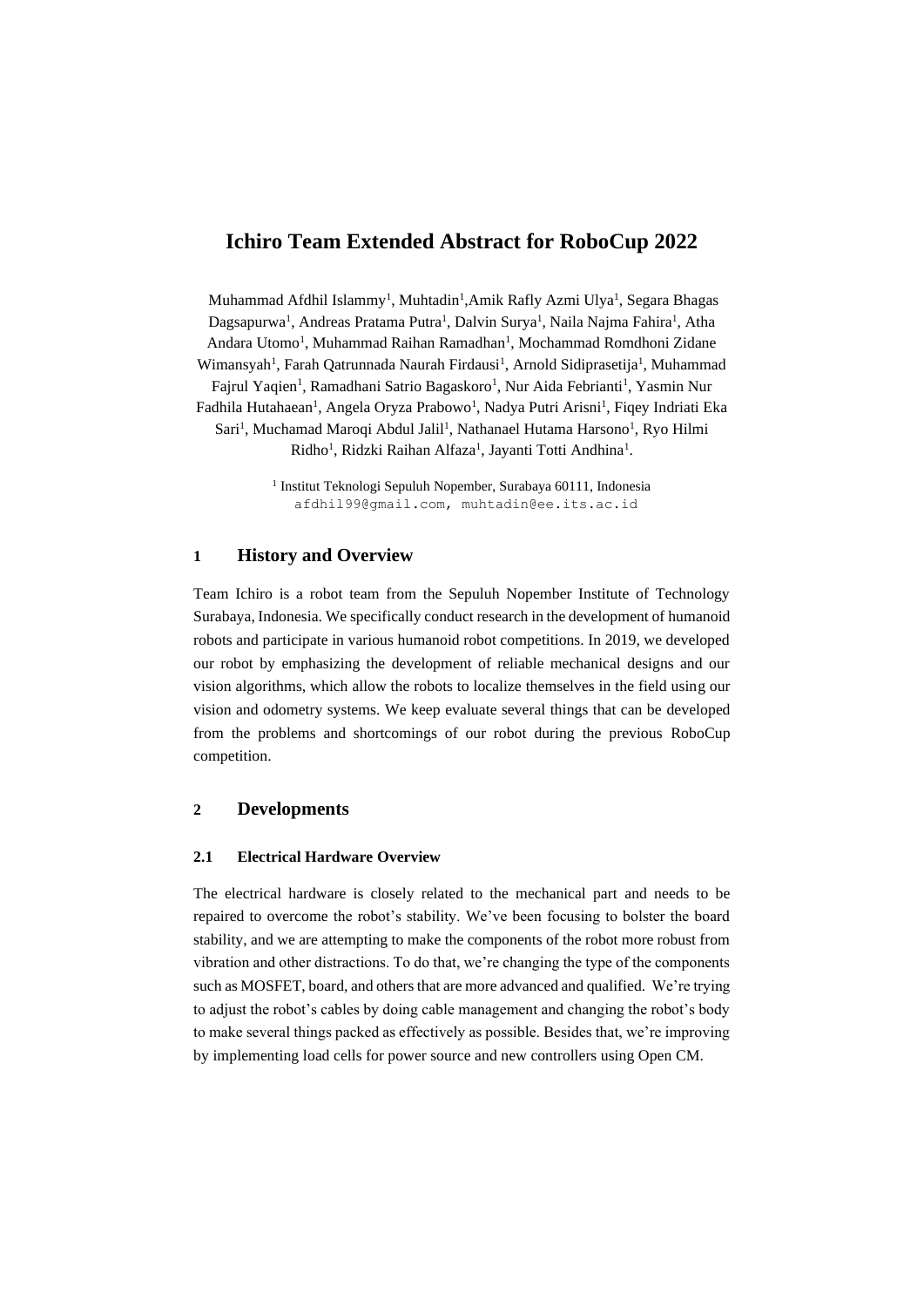# Ichiro Team Extended Abstract for RoboCup 2022

Muhammad Afdhil Islammy[1], Muhtadin[1],Amik Rafly Azmi Ulya[1], Segara Bhagas Dagsapurwa[1], Andreas Pratama Putra[1], Dalvin Surya[1], Naila Najma Fahira[1], Atha Andara Utomo[1], Muhammad Raihan Ramadhan[1], Mochammad Romdhoni Zidane Wimansyah[1], Farah Qatrunnada Naurah Firdausi[1], Arnold Sidiprasetija[1], Muhammad Fajrul Yaqien[1], Ramadhani Satrio Bagaskoro[1], Nur Aida Febrianti[1], Yasmin Nur Fadhila Hutahaean[1], Angela Oryza Prabowo[1], Nadya Putri Arisni[1], Fiqey Indriati Eka Sari[1], Muchamad Maroqi Abdul Jalil[1], Nathanael Hutama Harsono[1], Ryo Hilmi Ridho[1], Ridzki Raihan Alfaza[1], Jayanti Totti Andhina[1].

[1] Institut Teknologi Sepuluh Nopember, Surabaya 60111, Indonesia
afdhil99@gmail.com, muhtadin@ee.its.ac.id

## 1 History and Overview

Team Ichiro is a robot team from the Sepuluh Nopember Institute of Technology Surabaya, Indonesia. We specifically conduct research in the development of humanoid robots and participate in various humanoid robot competitions. In 2019, we developed our robot by emphasizing the development of reliable mechanical designs and our vision algorithms, which allow the robots to localize themselves in the field using our vision and odometry systems. We keep evaluate several things that can be developed from the problems and shortcomings of our robot during the previous RoboCup competition.

## 2 Developments

### 2.1 Electrical Hardware Overview

The electrical hardware is closely related to the mechanical part and needs to be repaired to overcome the robot's stability. We've been focusing to bolster the board stability, and we are attempting to make the components of the robot more robust from vibration and other distractions. To do that, we're changing the type of the components such as MOSFET, board, and others that are more advanced and qualified. We're trying to adjust the robot's cables by doing cable management and changing the robot's body to make several things packed as effectively as possible. Besides that, we're improving by implementing load cells for power source and new controllers using Open CM.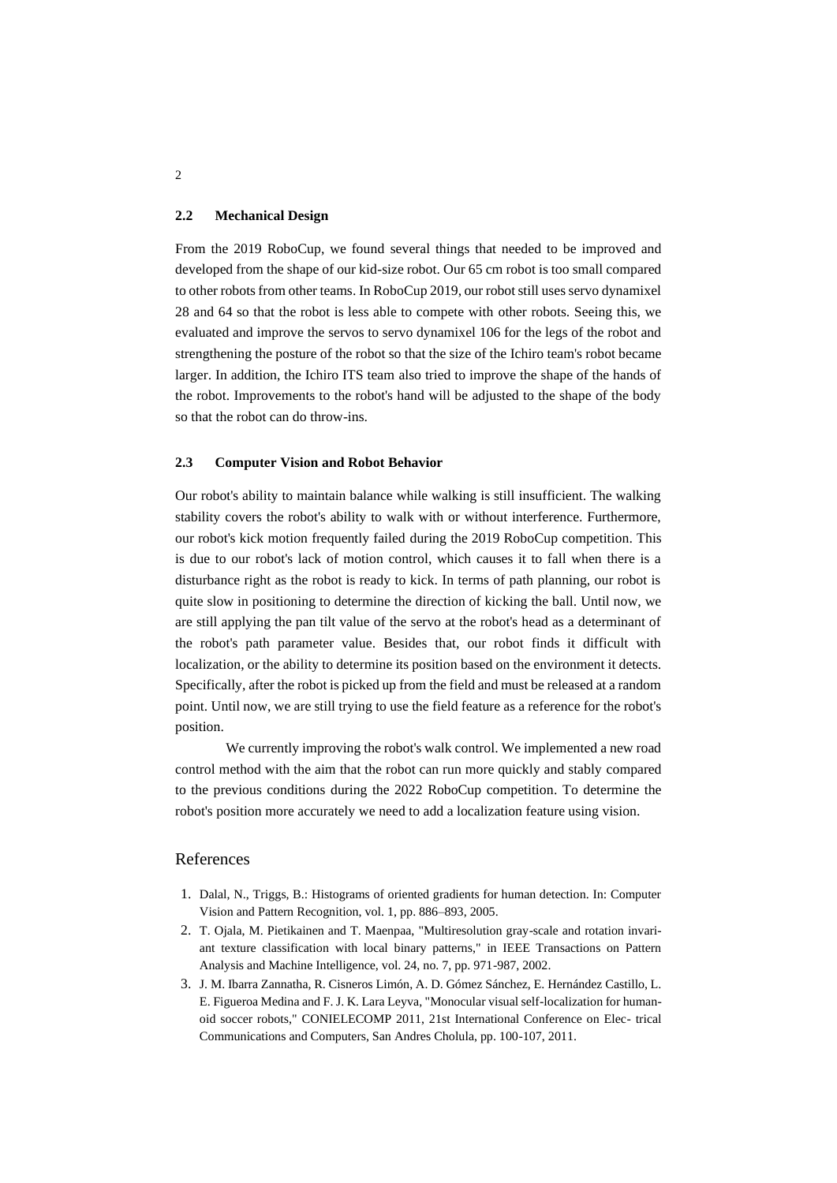### 2.2 Mechanical Design

From the 2019 RoboCup, we found several things that needed to be improved and developed from the shape of our kid-size robot. Our 65 cm robot is too small compared to other robots from other teams. In RoboCup 2019, our robot still uses servo dynamixel 28 and 64 so that the robot is less able to compete with other robots. Seeing this, we evaluated and improve the servos to servo dynamixel 106 for the legs of the robot and strengthening the posture of the robot so that the size of the Ichiro team's robot became larger. In addition, the Ichiro ITS team also tried to improve the shape of the hands of the robot. Improvements to the robot's hand will be adjusted to the shape of the body so that the robot can do throw-ins.

### 2.3 Computer Vision and Robot Behavior

Our robot's ability to maintain balance while walking is still insufficient. The walking stability covers the robot's ability to walk with or without interference. Furthermore, our robot's kick motion frequently failed during the 2019 RoboCup competition. This is due to our robot's lack of motion control, which causes it to fall when there is a disturbance right as the robot is ready to kick. In terms of path planning, our robot is quite slow in positioning to determine the direction of kicking the ball. Until now, we are still applying the pan tilt value of the servo at the robot's head as a determinant of the robot's path parameter value. Besides that, our robot finds it difficult with localization, or the ability to determine its position based on the environment it detects. Specifically, after the robot is picked up from the field and must be released at a random point. Until now, we are still trying to use the field feature as a reference for the robot's position.

We currently improving the robot's walk control. We implemented a new road control method with the aim that the robot can run more quickly and stably compared to the previous conditions during the 2022 RoboCup competition. To determine the robot's position more accurately we need to add a localization feature using vision.

## References

1. Dalal, N., Triggs, B.: Histograms of oriented gradients for human detection. In: Computer Vision and Pattern Recognition, vol. 1, pp. 886–893, 2005.
2. T. Ojala, M. Pietikainen and T. Maenpaa, "Multiresolution gray-scale and rotation invariant texture classification with local binary patterns," in IEEE Transactions on Pattern Analysis and Machine Intelligence, vol. 24, no. 7, pp. 971-987, 2002.
3. J. M. Ibarra Zannatha, R. Cisneros Limón, A. D. Gómez Sánchez, E. Hernández Castillo, L. E. Figueroa Medina and F. J. K. Lara Leyva, "Monocular visual self-localization for humanoid soccer robots," CONIELECOMP 2011, 21st International Conference on Elec- trical Communications and Computers, San Andres Cholula, pp. 100-107, 2011.